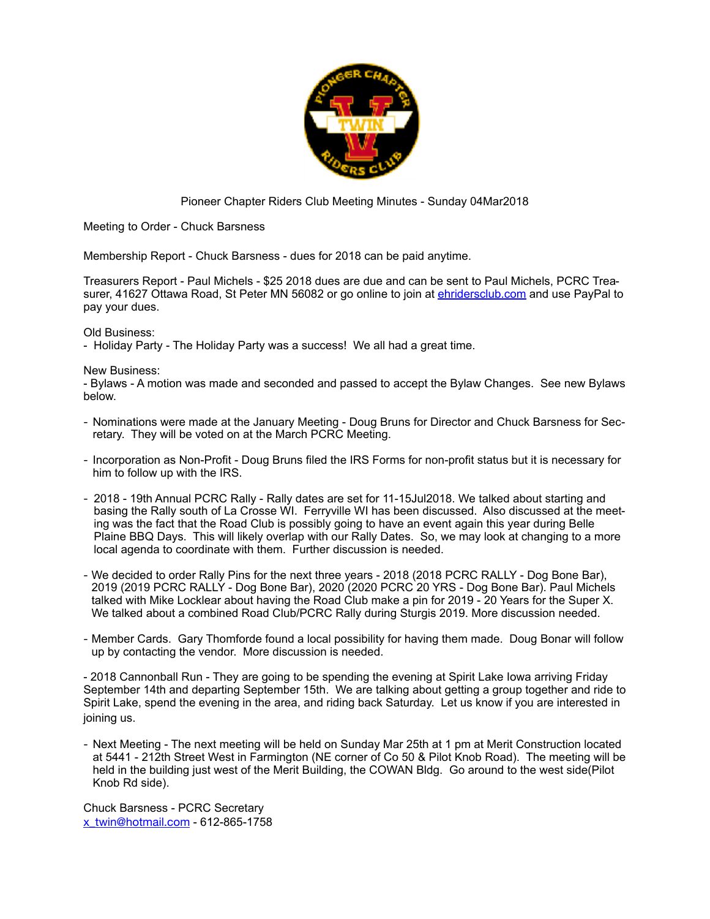Pioneer Chapter Riders Club Meeting Minutes - Sunday 04Mar2018

Meeting to Order - Chuck Barsness

Membership Report - Chuck Barsness - dues for 2018 can be paid anytime.

Treasurers Report - Paul Michels - $25 2018 dues are due and can be sent to Paul Michels, PCRC Treasurer, 41627 Ottawa Road, St Peter MN 56082 or go online to join at ehridersclub.com and use PayPal to pay your dues.

Old Business:

- Holiday Party - The Holiday Party was a success! We all had a great time.

New Business:

- Bylaws - A motion was made and seconded and passed to accept the Bylaw Changes. See new Bylaws below.

- Nominations were made at the January Meeting - Doug Bruns for Director and Chuck Barsness for Secretary. They will be voted on at the March PCRC Meeting.

- Incorporation as Non-Profit - Doug Bruns filed the IRS Forms for non-profit status but it is necessary for him to follow up with the IRS.

- 2018 - 19th Annual PCRC Rally - Rally dates are set for 11-15Jul2018. We talked about starting and basing the Rally south of La Crosse WI. Ferryville WI has been discussed. Also discussed at the meeting was the fact that the Road Club is possibly going to have an event again this year during Belle Plaine BBQ Days. This will likely overlap with our Rally Dates. So, we may look at changing to a more local agenda to coordinate with them. Further discussion is needed.

- We decided to order Rally Pins for the next three years - 2018 (2018 PCRC RALLY - Dog Bone Bar), 2019 (2019 PCRC RALLY - Dog Bone Bar), 2020 (2020 PCRC 20 YRS - Dog Bone Bar). Paul Michels talked with Mike Locklear about having the Road Club make a pin for 2019 - 20 Years for the Super X. We talked about a combined Road Club/PCRC Rally during Sturgis 2019. More discussion needed.

- Member Cards. Gary Thomforde found a local possibility for having them made. Doug Bonar will follow up by contacting the vendor. More discussion is needed.

- 2018 Cannonball Run - They are going to be spending the evening at Spirit Lake Iowa arriving Friday September 14th and departing September 15th. We are talking about getting a group together and ride to Spirit Lake, spend the evening in the area, and riding back Saturday. Let us know if you are interested in joining us.

- Next Meeting - The next meeting will be held on Sunday Mar 25th at 1 pm at Merit Construction located at 5441 - 212th Street West in Farmington (NE corner of Co 50 & Pilot Knob Road). The meeting will be held in the building just west of the Merit Building, the COWAN Bldg. Go around to the west side(Pilot Knob Rd side).

Chuck Barsness - PCRC Secretary
x_twin@hotmail.com - 612-865-1758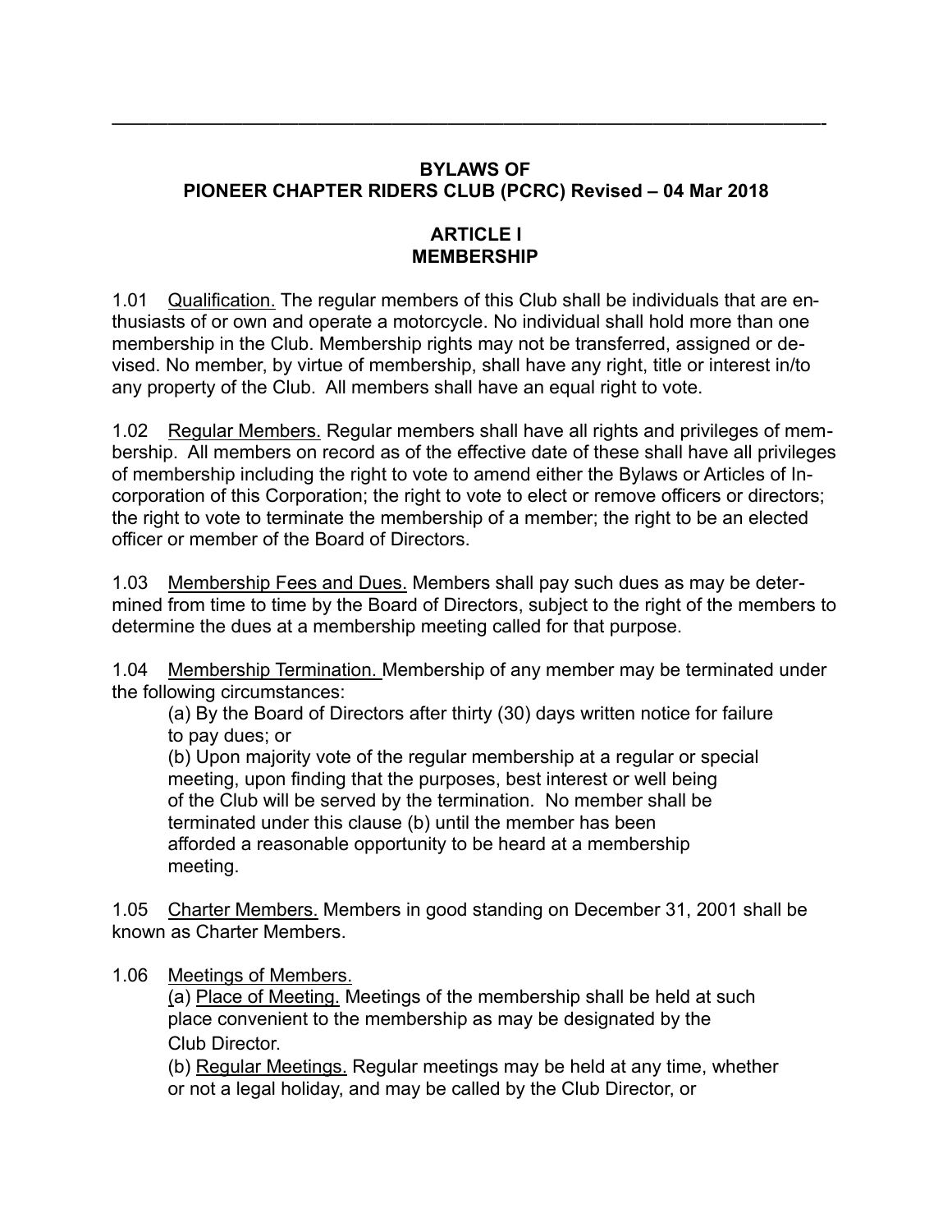---

**BYLAWS OF**
**PIONEER CHAPTER RIDERS CLUB (PCRC) Revised – 04 Mar 2018**

## ARTICLE I
## MEMBERSHIP

1.01 Qualification. The regular members of this Club shall be individuals that are enthusiasts of or own and operate a motorcycle. No individual shall hold more than one membership in the Club. Membership rights may not be transferred, assigned or devised. No member, by virtue of membership, shall have any right, title or interest in/to any property of the Club. All members shall have an equal right to vote.

1.02 Regular Members. Regular members shall have all rights and privileges of membership. All members on record as of the effective date of these shall have all privileges of membership including the right to vote to amend either the Bylaws or Articles of Incorporation of this Corporation; the right to vote to elect or remove officers or directors; the right to vote to terminate the membership of a member; the right to be an elected officer or member of the Board of Directors.

1.03 Membership Fees and Dues. Members shall pay such dues as may be determined from time to time by the Board of Directors, subject to the right of the members to determine the dues at a membership meeting called for that purpose.

1.04 Membership Termination. Membership of any member may be terminated under the following circumstances:

(a) By the Board of Directors after thirty (30) days written notice for failure to pay dues; or

(b) Upon majority vote of the regular membership at a regular or special meeting, upon finding that the purposes, best interest or well being of the Club will be served by the termination. No member shall be terminated under this clause (b) until the member has been afforded a reasonable opportunity to be heard at a membership meeting.

1.05 Charter Members. Members in good standing on December 31, 2001 shall be known as Charter Members.

1.06 Meetings of Members.

(a) Place of Meeting. Meetings of the membership shall be held at such place convenient to the membership as may be designated by the Club Director.

(b) Regular Meetings. Regular meetings may be held at any time, whether or not a legal holiday, and may be called by the Club Director, or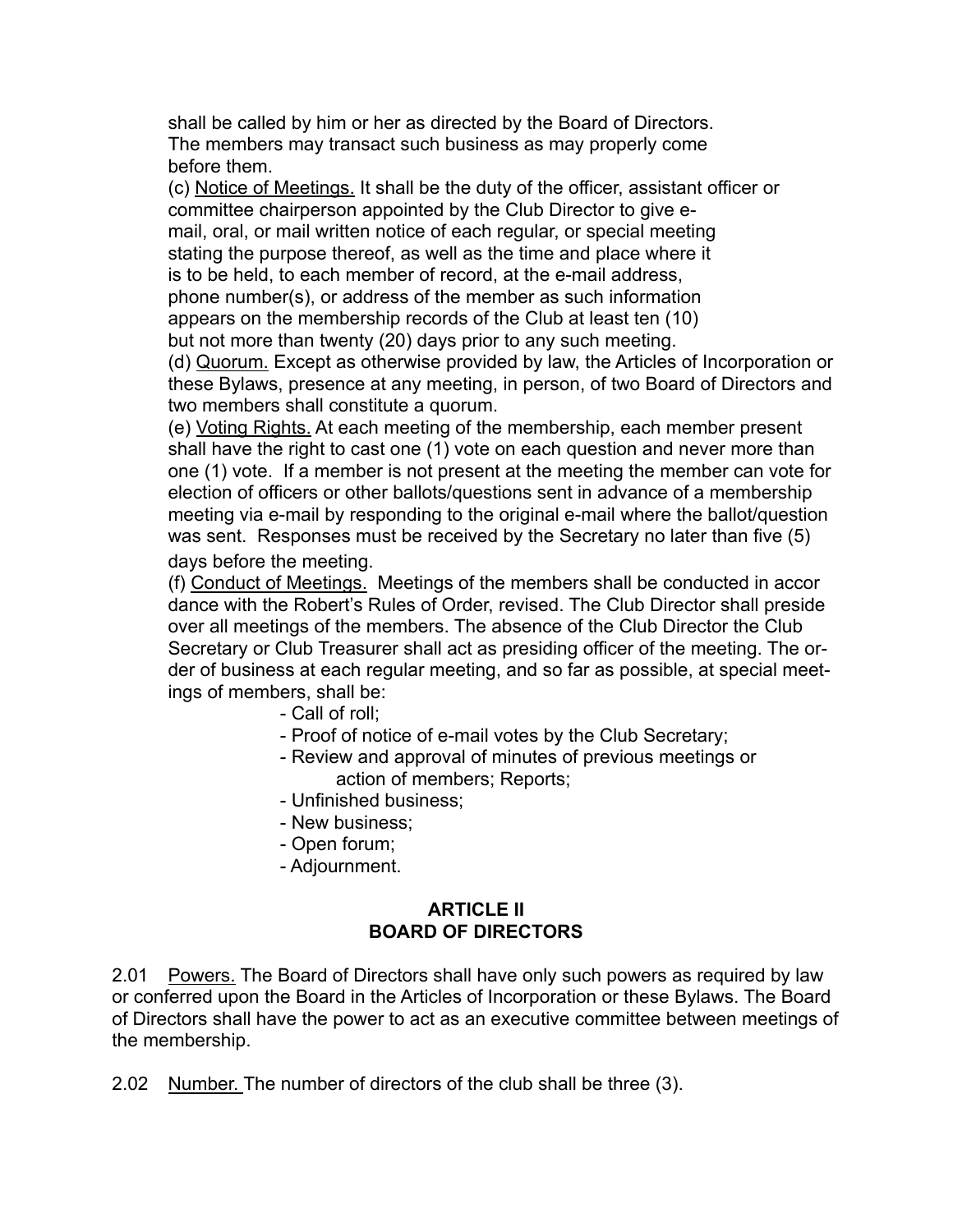shall be called by him or her as directed by the Board of Directors. The members may transact such business as may properly come before them.

(c) Notice of Meetings. It shall be the duty of the officer, assistant officer or committee chairperson appointed by the Club Director to give e-mail, oral, or mail written notice of each regular, or special meeting stating the purpose thereof, as well as the time and place where it is to be held, to each member of record, at the e-mail address, phone number(s), or address of the member as such information appears on the membership records of the Club at least ten (10) but not more than twenty (20) days prior to any such meeting.

(d) Quorum. Except as otherwise provided by law, the Articles of Incorporation or these Bylaws, presence at any meeting, in person, of two Board of Directors and two members shall constitute a quorum.

(e) Voting Rights. At each meeting of the membership, each member present shall have the right to cast one (1) vote on each question and never more than one (1) vote. If a member is not present at the meeting the member can vote for election of officers or other ballots/questions sent in advance of a membership meeting via e-mail by responding to the original e-mail where the ballot/question was sent. Responses must be received by the Secretary no later than five (5) days before the meeting.

(f) Conduct of Meetings. Meetings of the members shall be conducted in accordance with the Robert's Rules of Order, revised. The Club Director shall preside over all meetings of the members. The absence of the Club Director the Club Secretary or Club Treasurer shall act as presiding officer of the meeting. The order of business at each regular meeting, and so far as possible, at special meetings of members, shall be:

- Call of roll;
- Proof of notice of e-mail votes by the Club Secretary;
- Review and approval of minutes of previous meetings or action of members; Reports;
- Unfinished business;
- New business;
- Open forum;
- Adjournment.

## ARTICLE II
## BOARD OF DIRECTORS

2.01 Powers. The Board of Directors shall have only such powers as required by law or conferred upon the Board in the Articles of Incorporation or these Bylaws. The Board of Directors shall have the power to act as an executive committee between meetings of the membership.

2.02 Number. The number of directors of the club shall be three (3).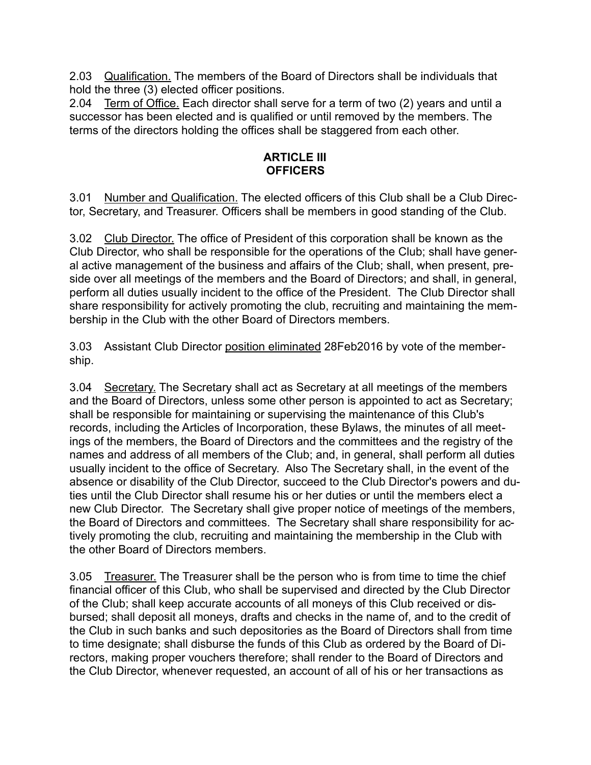2.03 Qualification. The members of the Board of Directors shall be individuals that hold the three (3) elected officer positions.
2.04 Term of Office. Each director shall serve for a term of two (2) years and until a successor has been elected and is qualified or until removed by the members. The terms of the directors holding the offices shall be staggered from each other.

## ARTICLE III
## OFFICERS

3.01 Number and Qualification. The elected officers of this Club shall be a Club Director, Secretary, and Treasurer. Officers shall be members in good standing of the Club.

3.02 Club Director. The office of President of this corporation shall be known as the Club Director, who shall be responsible for the operations of the Club; shall have general active management of the business and affairs of the Club; shall, when present, preside over all meetings of the members and the Board of Directors; and shall, in general, perform all duties usually incident to the office of the President. The Club Director shall share responsibility for actively promoting the club, recruiting and maintaining the membership in the Club with the other Board of Directors members.

3.03 Assistant Club Director position eliminated 28Feb2016 by vote of the membership.

3.04 Secretary. The Secretary shall act as Secretary at all meetings of the members and the Board of Directors, unless some other person is appointed to act as Secretary; shall be responsible for maintaining or supervising the maintenance of this Club's records, including the Articles of Incorporation, these Bylaws, the minutes of all meetings of the members, the Board of Directors and the committees and the registry of the names and address of all members of the Club; and, in general, shall perform all duties usually incident to the office of Secretary. Also The Secretary shall, in the event of the absence or disability of the Club Director, succeed to the Club Director's powers and duties until the Club Director shall resume his or her duties or until the members elect a new Club Director. The Secretary shall give proper notice of meetings of the members, the Board of Directors and committees. The Secretary shall share responsibility for actively promoting the club, recruiting and maintaining the membership in the Club with the other Board of Directors members.

3.05 Treasurer. The Treasurer shall be the person who is from time to time the chief financial officer of this Club, who shall be supervised and directed by the Club Director of the Club; shall keep accurate accounts of all moneys of this Club received or disbursed; shall deposit all moneys, drafts and checks in the name of, and to the credit of the Club in such banks and such depositories as the Board of Directors shall from time to time designate; shall disburse the funds of this Club as ordered by the Board of Directors, making proper vouchers therefore; shall render to the Board of Directors and the Club Director, whenever requested, an account of all of his or her transactions as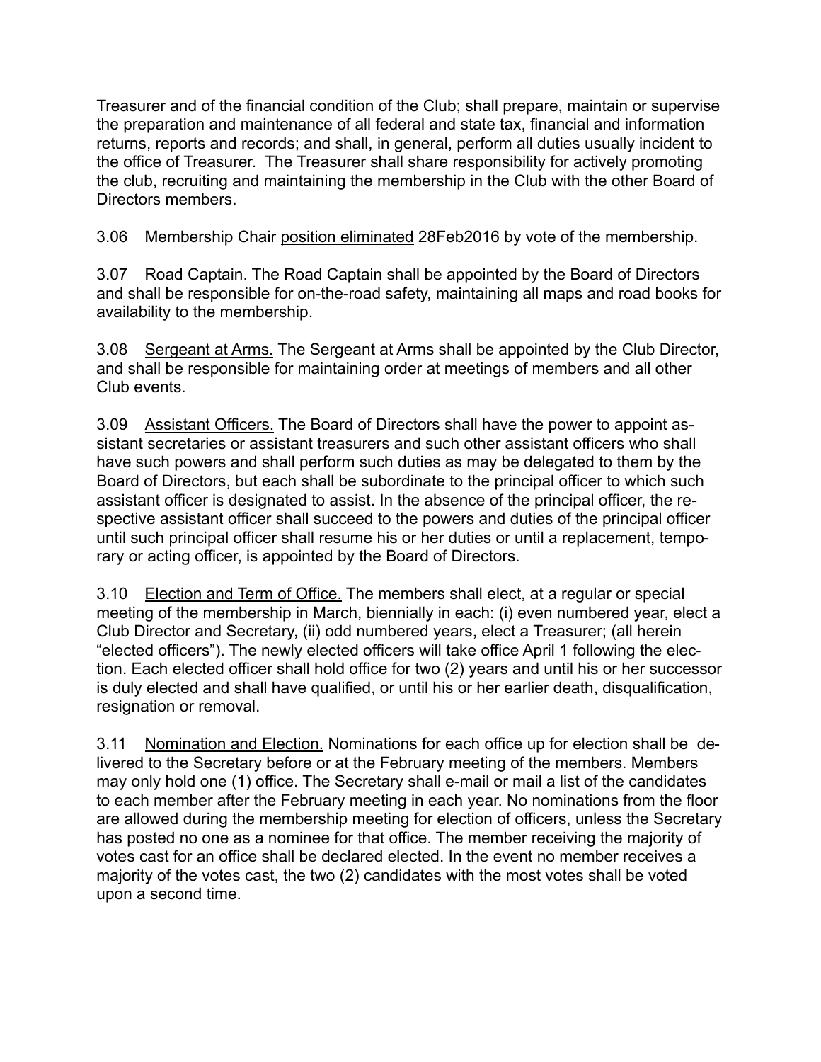Treasurer and of the financial condition of the Club; shall prepare, maintain or supervise the preparation and maintenance of all federal and state tax, financial and information returns, reports and records; and shall, in general, perform all duties usually incident to the office of Treasurer. The Treasurer shall share responsibility for actively promoting the club, recruiting and maintaining the membership in the Club with the other Board of Directors members.

3.06 Membership Chair <u>position eliminated</u> 28Feb2016 by vote of the membership.

3.07 <u>Road Captain.</u> The Road Captain shall be appointed by the Board of Directors and shall be responsible for on-the-road safety, maintaining all maps and road books for availability to the membership.

3.08 <u>Sergeant at Arms.</u> The Sergeant at Arms shall be appointed by the Club Director, and shall be responsible for maintaining order at meetings of members and all other Club events.

3.09 <u>Assistant Officers.</u> The Board of Directors shall have the power to appoint assistant secretaries or assistant treasurers and such other assistant officers who shall have such powers and shall perform such duties as may be delegated to them by the Board of Directors, but each shall be subordinate to the principal officer to which such assistant officer is designated to assist. In the absence of the principal officer, the respective assistant officer shall succeed to the powers and duties of the principal officer until such principal officer shall resume his or her duties or until a replacement, temporary or acting officer, is appointed by the Board of Directors.

3.10 <u>Election and Term of Office.</u> The members shall elect, at a regular or special meeting of the membership in March, biennially in each: (i) even numbered year, elect a Club Director and Secretary, (ii) odd numbered years, elect a Treasurer; (all herein "elected officers"). The newly elected officers will take office April 1 following the election. Each elected officer shall hold office for two (2) years and until his or her successor is duly elected and shall have qualified, or until his or her earlier death, disqualification, resignation or removal.

3.11 <u>Nomination and Election.</u> Nominations for each office up for election shall be delivered to the Secretary before or at the February meeting of the members. Members may only hold one (1) office. The Secretary shall e-mail or mail a list of the candidates to each member after the February meeting in each year. No nominations from the floor are allowed during the membership meeting for election of officers, unless the Secretary has posted no one as a nominee for that office. The member receiving the majority of votes cast for an office shall be declared elected. In the event no member receives a majority of the votes cast, the two (2) candidates with the most votes shall be voted upon a second time.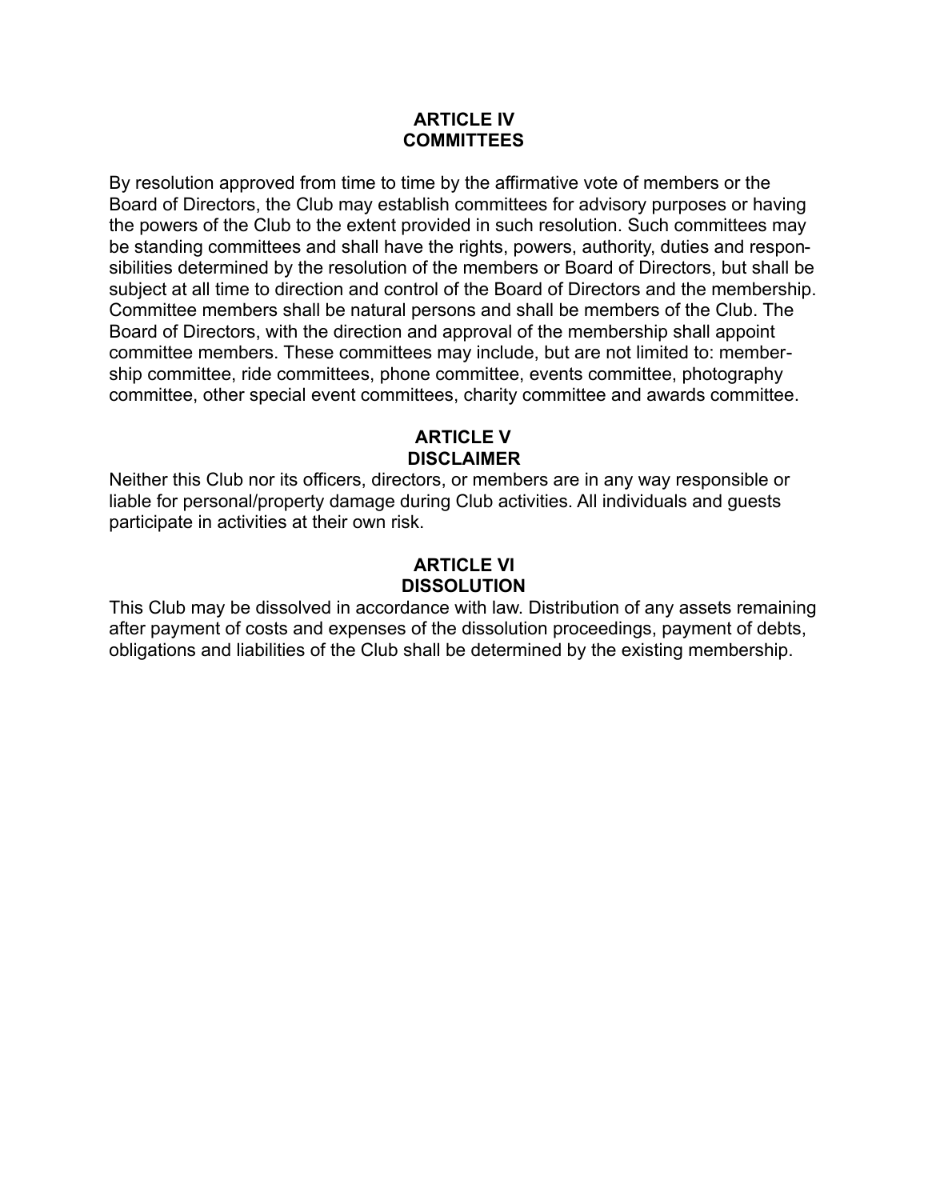## ARTICLE IV
## COMMITTEES

By resolution approved from time to time by the affirmative vote of members or the Board of Directors, the Club may establish committees for advisory purposes or having the powers of the Club to the extent provided in such resolution. Such committees may be standing committees and shall have the rights, powers, authority, duties and responsibilities determined by the resolution of the members or Board of Directors, but shall be subject at all time to direction and control of the Board of Directors and the membership. Committee members shall be natural persons and shall be members of the Club. The Board of Directors, with the direction and approval of the membership shall appoint committee members. These committees may include, but are not limited to: membership committee, ride committees, phone committee, events committee, photography committee, other special event committees, charity committee and awards committee.

## ARTICLE V
## DISCLAIMER

Neither this Club nor its officers, directors, or members are in any way responsible or liable for personal/property damage during Club activities. All individuals and guests participate in activities at their own risk.

## ARTICLE VI
## DISSOLUTION

This Club may be dissolved in accordance with law. Distribution of any assets remaining after payment of costs and expenses of the dissolution proceedings, payment of debts, obligations and liabilities of the Club shall be determined by the existing membership.